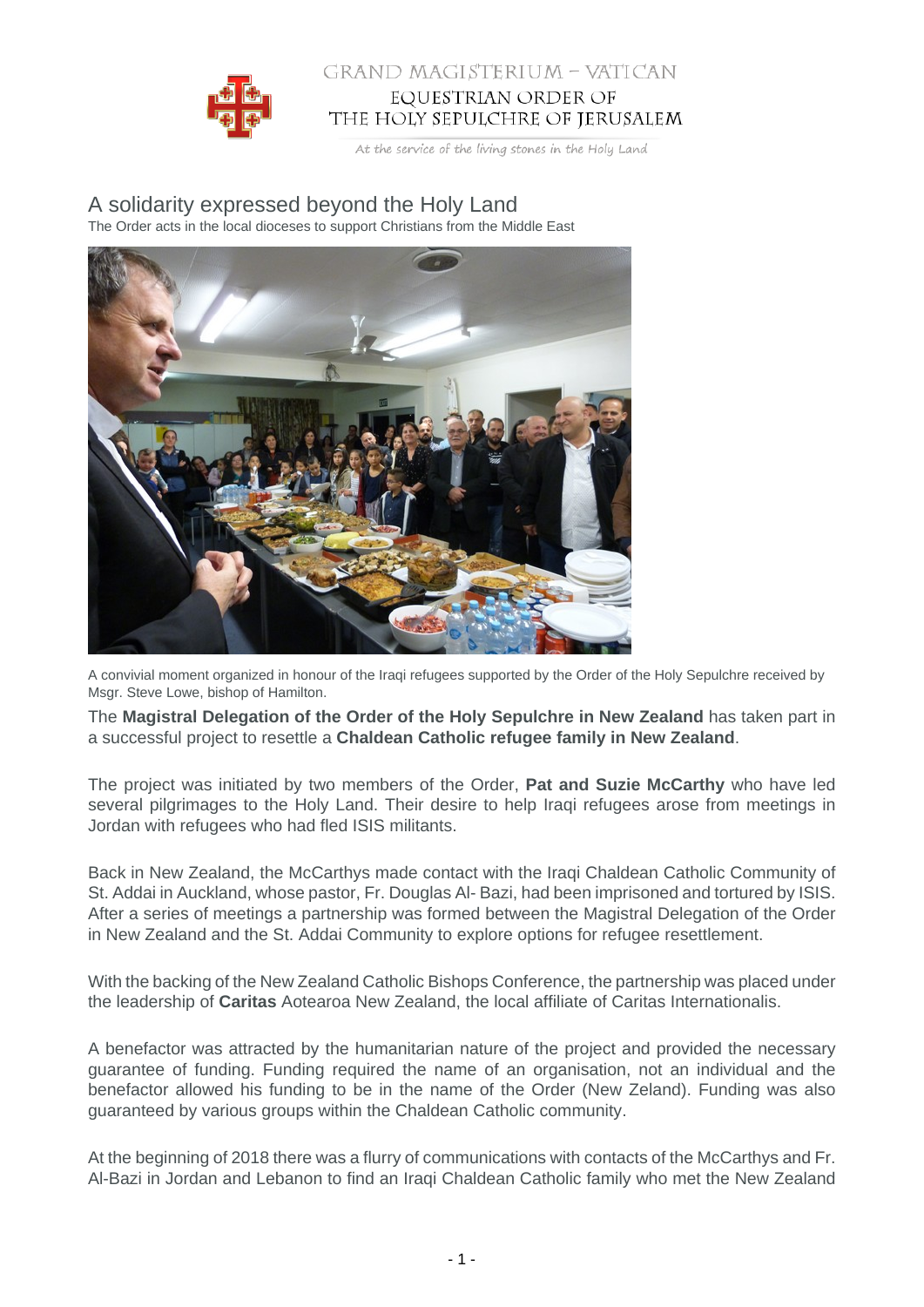GRAND MAGISTERIUM – VATICAN
EQUESTRIAN ORDER OF
THE HOLY SEPULCHRE OF JERUSALEM

*At the service of the living stones in the Holy Land*

# A solidarity expressed beyond the Holy Land

The Order acts in the local dioceses to support Christians from the Middle East

A convivial moment organized in honour of the Iraqi refugees supported by the Order of the Holy Sepulchre received by Msgr. Steve Lowe, bishop of Hamilton.

The **Magistral Delegation of the Order of the Holy Sepulchre in New Zealand** has taken part in a successful project to resettle a **Chaldean Catholic refugee family in New Zealand**.

The project was initiated by two members of the Order, **Pat and Suzie McCarthy** who have led several pilgrimages to the Holy Land. Their desire to help Iraqi refugees arose from meetings in Jordan with refugees who had fled ISIS militants.

Back in New Zealand, the McCarthys made contact with the Iraqi Chaldean Catholic Community of St. Addai in Auckland, whose pastor, Fr. Douglas Al- Bazi, had been imprisoned and tortured by ISIS. After a series of meetings a partnership was formed between the Magistral Delegation of the Order in New Zealand and the St. Addai Community to explore options for refugee resettlement.

With the backing of the New Zealand Catholic Bishops Conference, the partnership was placed under the leadership of **Caritas** Aotearoa New Zealand, the local affiliate of Caritas Internationalis.

A benefactor was attracted by the humanitarian nature of the project and provided the necessary guarantee of funding. Funding required the name of an organisation, not an individual and the benefactor allowed his funding to be in the name of the Order (New Zeland). Funding was also guaranteed by various groups within the Chaldean Catholic community.

At the beginning of 2018 there was a flurry of communications with contacts of the McCarthys and Fr. Al-Bazi in Jordan and Lebanon to find an Iraqi Chaldean Catholic family who met the New Zealand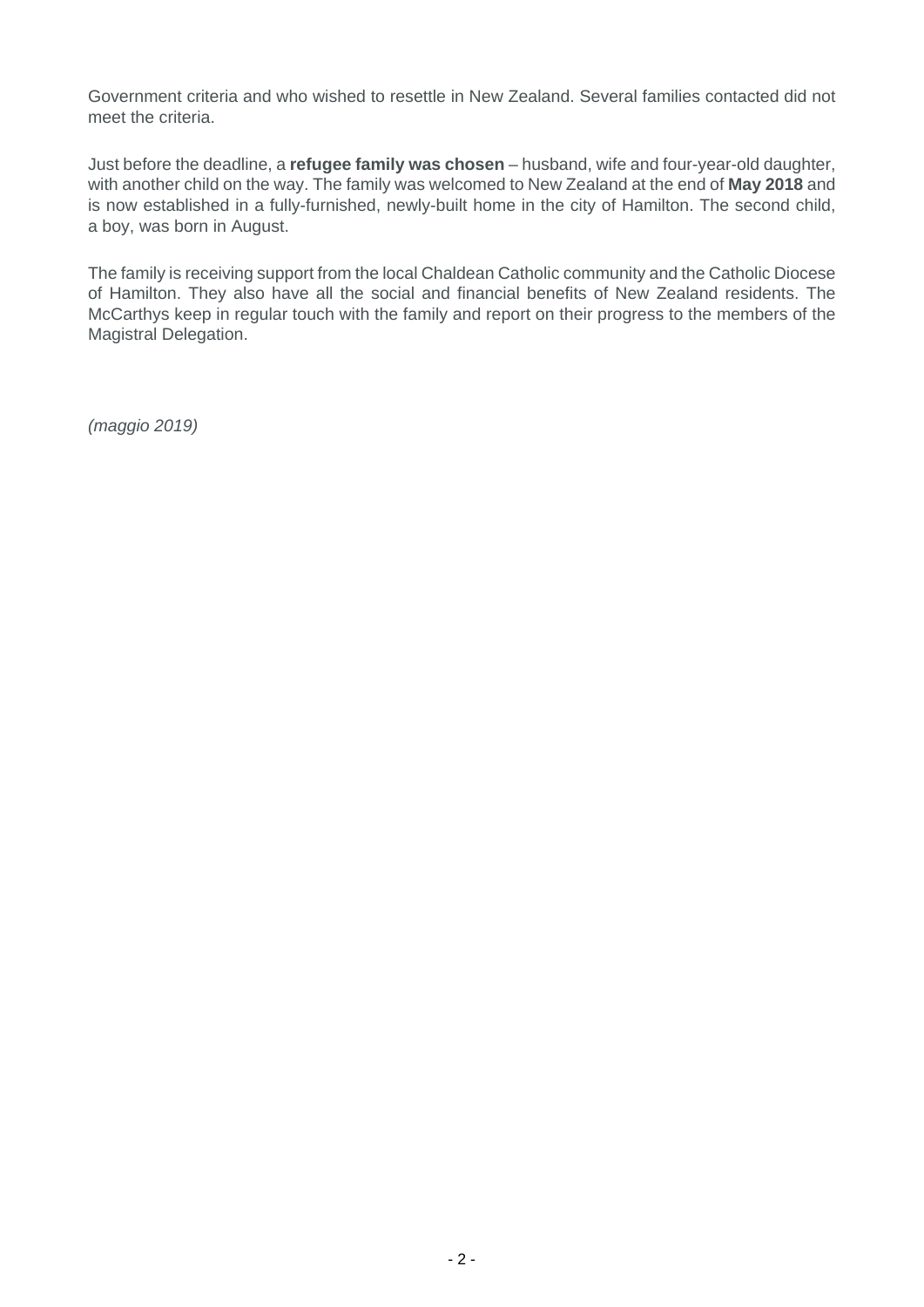Government criteria and who wished to resettle in New Zealand. Several families contacted did not meet the criteria.

Just before the deadline, a **refugee family was chosen** – husband, wife and four-year-old daughter, with another child on the way. The family was welcomed to New Zealand at the end of **May 2018** and is now established in a fully-furnished, newly-built home in the city of Hamilton. The second child, a boy, was born in August.

The family is receiving support from the local Chaldean Catholic community and the Catholic Diocese of Hamilton. They also have all the social and financial benefits of New Zealand residents. The McCarthys keep in regular touch with the family and report on their progress to the members of the Magistral Delegation.

*(maggio 2019)*